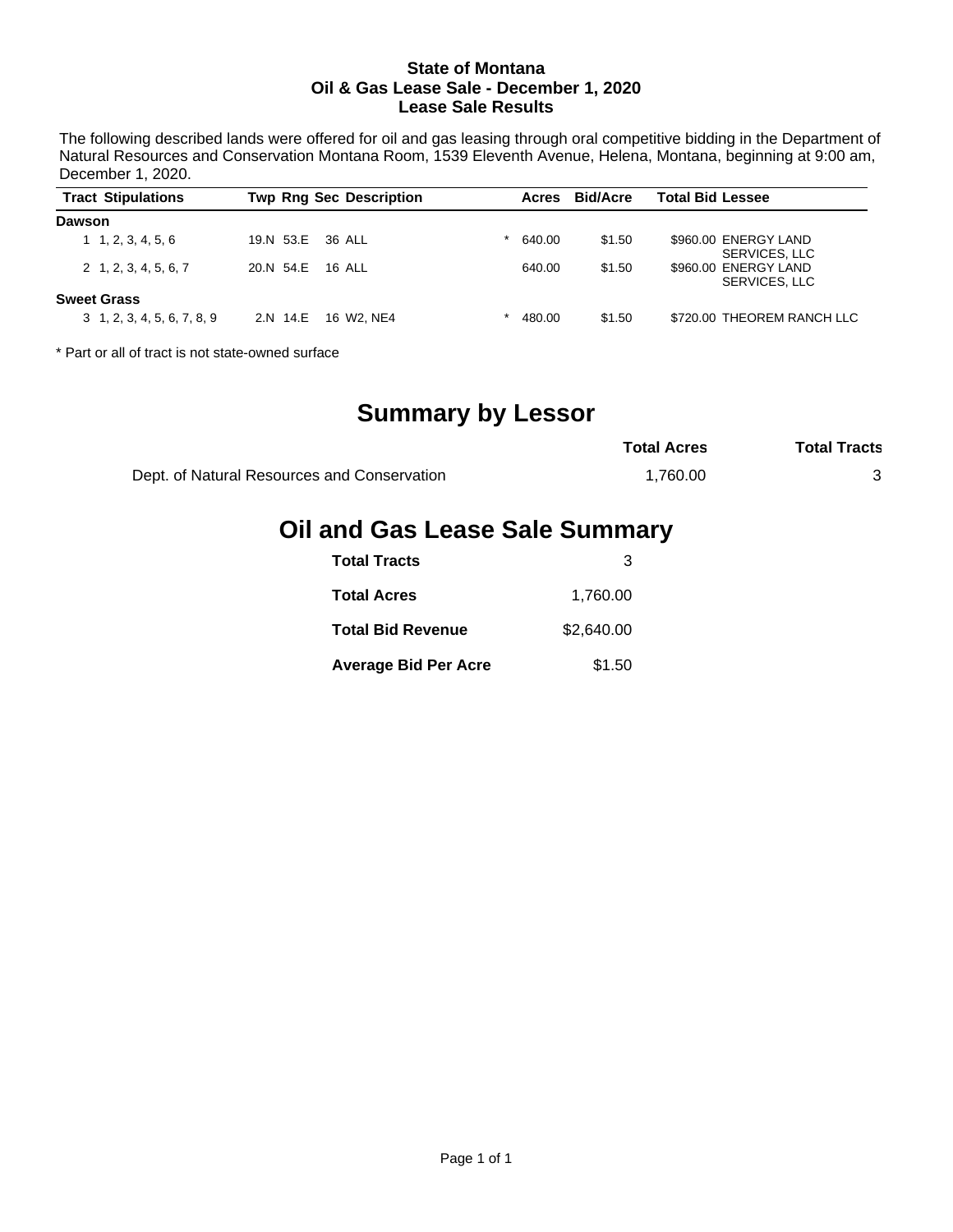**State of Montana**
**Oil & Gas Lease Sale - December 1, 2020**
**Lease Sale Results**

The following described lands were offered for oil and gas leasing through oral competitive bidding in the Department of Natural Resources and Conservation Montana Room, 1539 Eleventh Avenue, Helena, Montana, beginning at 9:00 am, December 1, 2020.

| Tract | Stipulations | Twp | Rng | Sec | Description | | Acres | Bid/Acre | Total Bid | Lessee |
|---|---|---|---|---|---|---|---|---|---|---|
| **Dawson** | | | | | | | | | | |
| 1 | 1, 2, 3, 4, 5, 6 | 19.N | 53.E | 36 | ALL | * | 640.00 | $1.50 | $960.00 | ENERGY LAND SERVICES, LLC |
| 2 | 1, 2, 3, 4, 5, 6, 7 | 20.N | 54.E | 16 | ALL | | 640.00 | $1.50 | $960.00 | ENERGY LAND SERVICES, LLC |
| **Sweet Grass** | | | | | | | | | | |
| 3 | 1, 2, 3, 4, 5, 6, 7, 8, 9 | 2.N | 14.E | 16 | W2, NE4 | * | 480.00 | $1.50 | $720.00 | THEOREM RANCH LLC |

* Part or all of tract is not state-owned surface

# Summary by Lessor

| | Total Acres | Total Tracts |
|---|---|---|
| Dept. of Natural Resources and Conservation | 1,760.00 | 3 |

# Oil and Gas Lease Sale Summary

| | |
|---|---|
| **Total Tracts** | 3 |
| **Total Acres** | 1,760.00 |
| **Total Bid Revenue** | $2,640.00 |
| **Average Bid Per Acre** | $1.50 |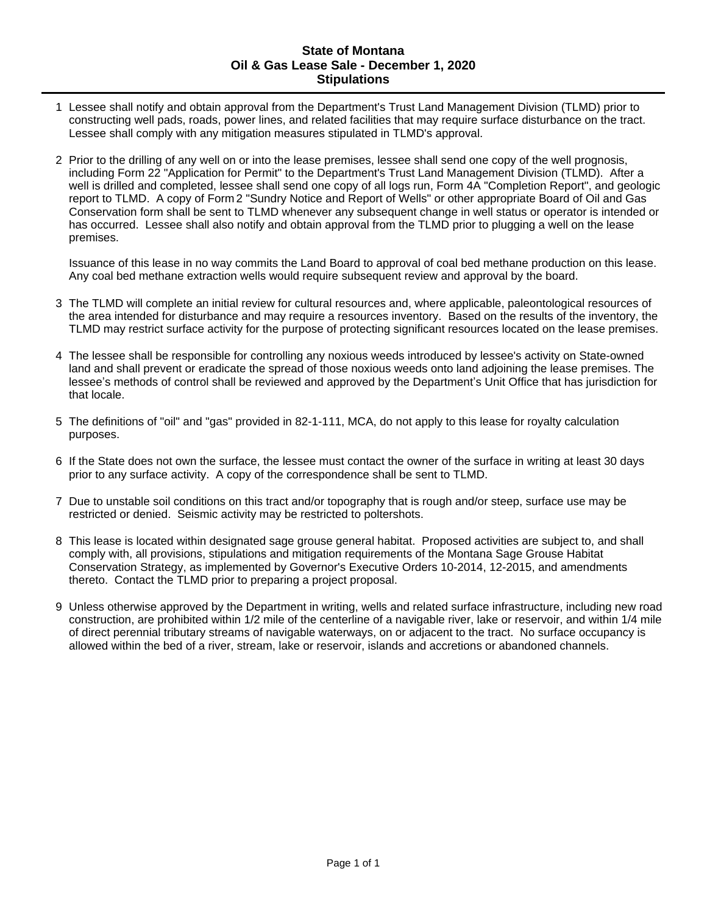# State of Montana
## Oil & Gas Lease Sale - December 1, 2020
## Stipulations

1. Lessee shall notify and obtain approval from the Department's Trust Land Management Division (TLMD) prior to constructing well pads, roads, power lines, and related facilities that may require surface disturbance on the tract. Lessee shall comply with any mitigation measures stipulated in TLMD's approval.

2. Prior to the drilling of any well on or into the lease premises, lessee shall send one copy of the well prognosis, including Form 22 "Application for Permit" to the Department's Trust Land Management Division (TLMD). After a well is drilled and completed, lessee shall send one copy of all logs run, Form 4A "Completion Report", and geologic report to TLMD. A copy of Form 2 "Sundry Notice and Report of Wells" or other appropriate Board of Oil and Gas Conservation form shall be sent to TLMD whenever any subsequent change in well status or operator is intended or has occurred. Lessee shall also notify and obtain approval from the TLMD prior to plugging a well on the lease premises.

   Issuance of this lease in no way commits the Land Board to approval of coal bed methane production on this lease. Any coal bed methane extraction wells would require subsequent review and approval by the board.

3. The TLMD will complete an initial review for cultural resources and, where applicable, paleontological resources of the area intended for disturbance and may require a resources inventory. Based on the results of the inventory, the TLMD may restrict surface activity for the purpose of protecting significant resources located on the lease premises.

4. The lessee shall be responsible for controlling any noxious weeds introduced by lessee's activity on State-owned land and shall prevent or eradicate the spread of those noxious weeds onto land adjoining the lease premises. The lessee's methods of control shall be reviewed and approved by the Department's Unit Office that has jurisdiction for that locale.

5. The definitions of "oil" and "gas" provided in 82-1-111, MCA, do not apply to this lease for royalty calculation purposes.

6. If the State does not own the surface, the lessee must contact the owner of the surface in writing at least 30 days prior to any surface activity. A copy of the correspondence shall be sent to TLMD.

7. Due to unstable soil conditions on this tract and/or topography that is rough and/or steep, surface use may be restricted or denied. Seismic activity may be restricted to poltershots.

8. This lease is located within designated sage grouse general habitat. Proposed activities are subject to, and shall comply with, all provisions, stipulations and mitigation requirements of the Montana Sage Grouse Habitat Conservation Strategy, as implemented by Governor's Executive Orders 10-2014, 12-2015, and amendments thereto. Contact the TLMD prior to preparing a project proposal.

9. Unless otherwise approved by the Department in writing, wells and related surface infrastructure, including new road construction, are prohibited within 1/2 mile of the centerline of a navigable river, lake or reservoir, and within 1/4 mile of direct perennial tributary streams of navigable waterways, on or adjacent to the tract. No surface occupancy is allowed within the bed of a river, stream, lake or reservoir, islands and accretions or abandoned channels.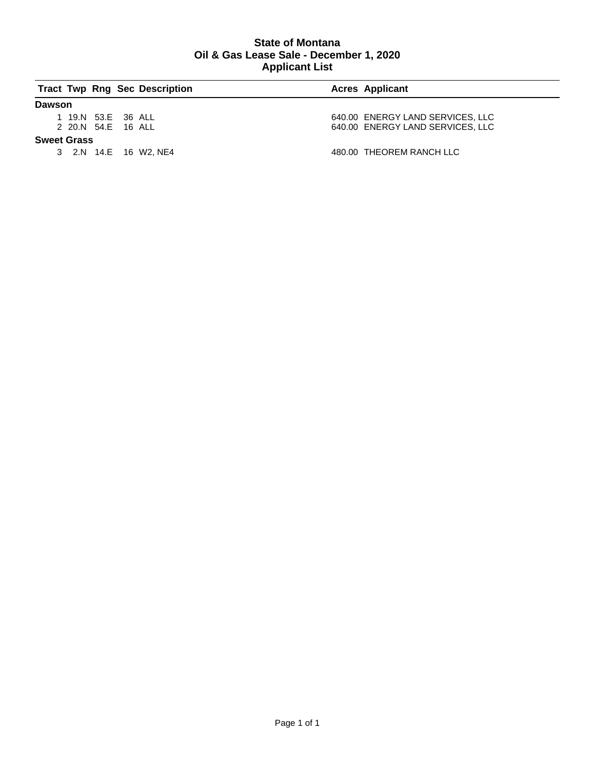# State of Montana
## Oil & Gas Lease Sale - December 1, 2020
## Applicant List

| Tract | Twp | Rng | Sec | Description | Acres | Applicant |
|---|---|---|---|---|---|---|
| **Dawson** | | | | | | |
| 1 | 19.N | 53.E | 36 | ALL | 640.00 | ENERGY LAND SERVICES, LLC |
| 2 | 20.N | 54.E | 16 | ALL | 640.00 | ENERGY LAND SERVICES, LLC |
| **Sweet Grass** | | | | | | |
| 3 | 2.N | 14.E | 16 | W2, NE4 | 480.00 | THEOREM RANCH LLC |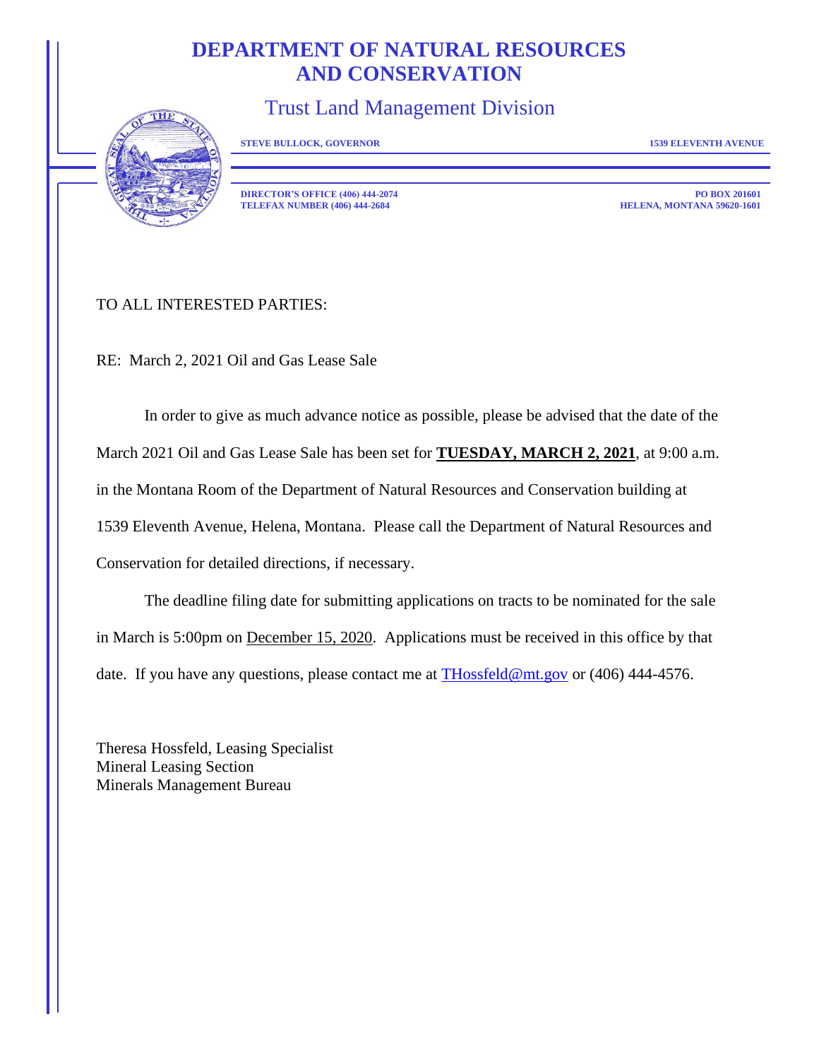# DEPARTMENT OF NATURAL RESOURCES AND CONSERVATION

## Trust Land Management Division

**STEVE BULLOCK, GOVERNOR** **1539 ELEVENTH AVENUE**

**DIRECTOR'S OFFICE (406) 444-2074**
**TELEFAX NUMBER (406) 444-2684**

**PO BOX 201601**
**HELENA, MONTANA 59620-1601**

TO ALL INTERESTED PARTIES:

RE: March 2, 2021 Oil and Gas Lease Sale

In order to give as much advance notice as possible, please be advised that the date of the March 2021 Oil and Gas Lease Sale has been set for **TUESDAY, MARCH 2, 2021**, at 9:00 a.m. in the Montana Room of the Department of Natural Resources and Conservation building at 1539 Eleventh Avenue, Helena, Montana. Please call the Department of Natural Resources and Conservation for detailed directions, if necessary.

The deadline filing date for submitting applications on tracts to be nominated for the sale in March is 5:00pm on December 15, 2020. Applications must be received in this office by that date. If you have any questions, please contact me at THossfeld@mt.gov or (406) 444-4576.

Theresa Hossfeld, Leasing Specialist
Mineral Leasing Section
Minerals Management Bureau